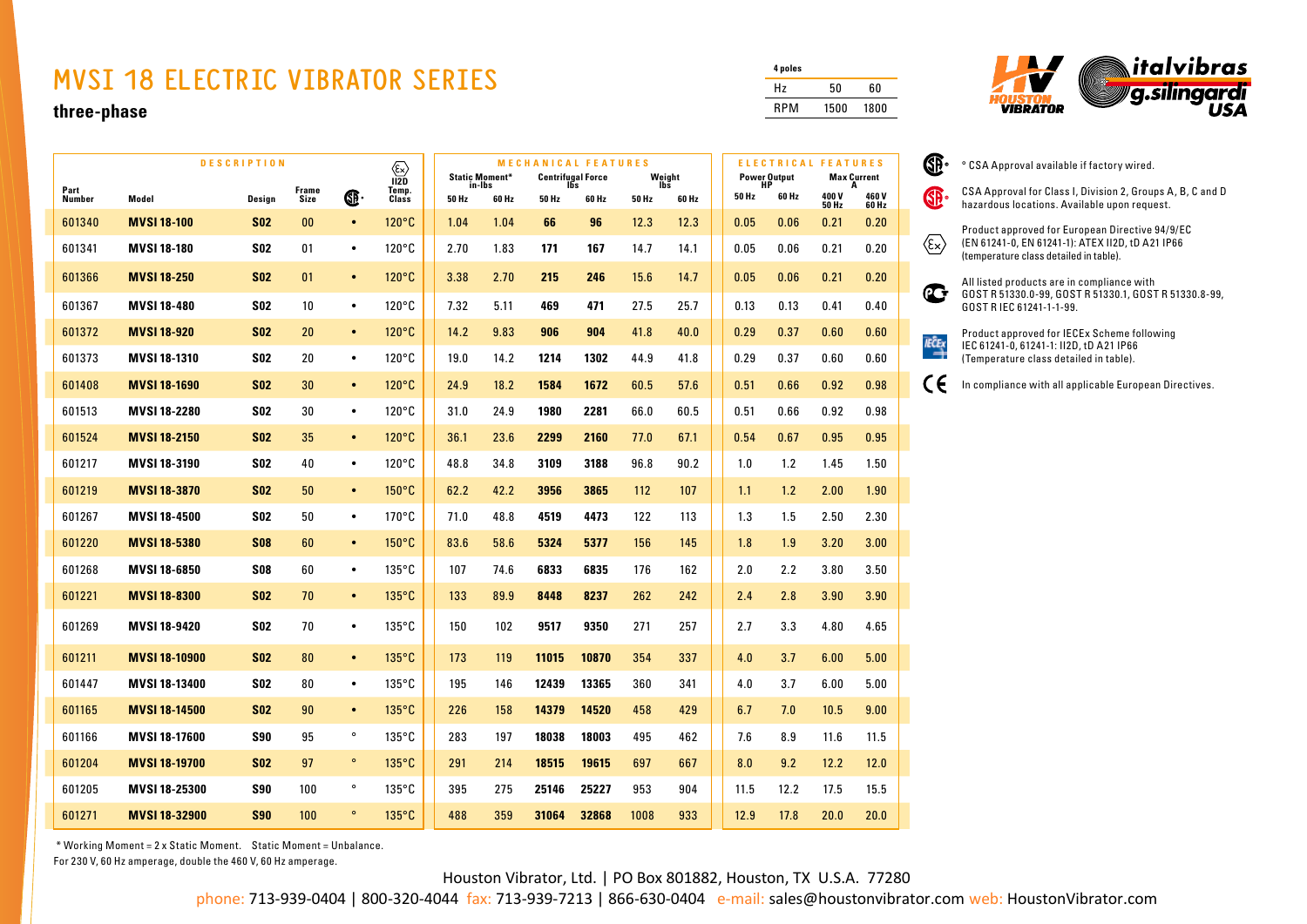# MVSI 18 ELECTRIC VIBRATOR SERIES

**three-phase**

| 4 poles | | |
|---|---|---|
| Hz | 50 | 60 |
| RPM | 1500 | 1800 |

| DESCRIPTION | | | | | | MECHANICAL FEATURES | | | | | | ELECTRICAL FEATURES | | | |
|---|---|---|---|---|---|---|---|---|---|---|---|---|---|---|---|
| | | | | | Ex II2D Temp. Class | Static Moment* in-lbs | | Centrifugal Force lbs | | Weight lbs | | Power Output HP | | Max Current A | |
| Part Number | Model | Design | Frame Size | CSA | | 50 Hz | 60 Hz | 50 Hz | 60 Hz | 50 Hz | 60 Hz | 50 Hz | 60 Hz | 400 V 50 Hz | 460 V 60 Hz |
| 601340 | **MVSI 18-100** | **S02** | 00 | • | 120°C | 1.04 | 1.04 | **66** | **96** | 12.3 | 12.3 | 0.05 | 0.06 | 0.21 | 0.20 |
| 601341 | **MVSI 18-180** | **S02** | 01 | • | 120°C | 2.70 | 1.83 | **171** | **167** | 14.7 | 14.1 | 0.05 | 0.06 | 0.21 | 0.20 |
| 601366 | **MVSI 18-250** | **S02** | 01 | • | 120°C | 3.38 | 2.70 | **215** | **246** | 15.6 | 14.7 | 0.05 | 0.06 | 0.21 | 0.20 |
| 601367 | **MVSI 18-480** | **S02** | 10 | • | 120°C | 7.32 | 5.11 | **469** | **471** | 27.5 | 25.7 | 0.13 | 0.13 | 0.41 | 0.40 |
| 601372 | **MVSI 18-920** | **S02** | 20 | • | 120°C | 14.2 | 9.83 | **906** | **904** | 41.8 | 40.0 | 0.29 | 0.37 | 0.60 | 0.60 |
| 601373 | **MVSI 18-1310** | **S02** | 20 | • | 120°C | 19.0 | 14.2 | **1214** | **1302** | 44.9 | 41.8 | 0.29 | 0.37 | 0.60 | 0.60 |
| 601408 | **MVSI 18-1690** | **S02** | 30 | • | 120°C | 24.9 | 18.2 | **1584** | **1672** | 60.5 | 57.6 | 0.51 | 0.66 | 0.92 | 0.98 |
| 601513 | **MVSI 18-2280** | **S02** | 30 | • | 120°C | 31.0 | 24.9 | **1980** | **2281** | 66.0 | 60.5 | 0.51 | 0.66 | 0.92 | 0.98 |
| 601524 | **MVSI 18-2150** | **S02** | 35 | • | 120°C | 36.1 | 23.6 | **2299** | **2160** | 77.0 | 67.1 | 0.54 | 0.67 | 0.95 | 0.95 |
| 601217 | **MVSI 18-3190** | **S02** | 40 | • | 120°C | 48.8 | 34.8 | **3109** | **3188** | 96.8 | 90.2 | 1.0 | 1.2 | 1.45 | 1.50 |
| 601219 | **MVSI 18-3870** | **S02** | 50 | • | 150°C | 62.2 | 42.2 | **3956** | **3865** | 112 | 107 | 1.1 | 1.2 | 2.00 | 1.90 |
| 601267 | **MVSI 18-4500** | **S02** | 50 | • | 170°C | 71.0 | 48.8 | **4519** | **4473** | 122 | 113 | 1.3 | 1.5 | 2.50 | 2.30 |
| 601220 | **MVSI 18-5380** | **S08** | 60 | • | 150°C | 83.6 | 58.6 | **5324** | **5377** | 156 | 145 | 1.8 | 1.9 | 3.20 | 3.00 |
| 601268 | **MVSI 18-6850** | **S08** | 60 | • | 135°C | 107 | 74.6 | **6833** | **6835** | 176 | 162 | 2.0 | 2.2 | 3.80 | 3.50 |
| 601221 | **MVSI 18-8300** | **S02** | 70 | • | 135°C | 133 | 89.9 | **8448** | **8237** | 262 | 242 | 2.4 | 2.8 | 3.90 | 3.90 |
| 601269 | **MVSI 18-9420** | **S02** | 70 | • | 135°C | 150 | 102 | **9517** | **9350** | 271 | 257 | 2.7 | 3.3 | 4.80 | 4.65 |
| 601211 | **MVSI 18-10900** | **S02** | 80 | • | 135°C | 173 | 119 | **11015** | **10870** | 354 | 337 | 4.0 | 3.7 | 6.00 | 5.00 |
| 601447 | **MVSI 18-13400** | **S02** | 80 | • | 135°C | 195 | 146 | **12439** | **13365** | 360 | 341 | 4.0 | 3.7 | 6.00 | 5.00 |
| 601165 | **MVSI 18-14500** | **S02** | 90 | • | 135°C | 226 | 158 | **14379** | **14520** | 458 | 429 | 6.7 | 7.0 | 10.5 | 9.00 |
| 601166 | **MVSI 18-17600** | **S90** | 95 | ° | 135°C | 283 | 197 | **18038** | **18003** | 495 | 462 | 7.6 | 8.9 | 11.6 | 11.5 |
| 601204 | **MVSI 18-19700** | **S02** | 97 | ° | 135°C | 291 | 214 | **18515** | **19615** | 697 | 667 | 8.0 | 9.2 | 12.2 | 12.0 |
| 601205 | **MVSI 18-25300** | **S90** | 100 | ° | 135°C | 395 | 275 | **25146** | **25227** | 953 | 904 | 11.5 | 12.2 | 17.5 | 15.5 |
| 601271 | **MVSI 18-32900** | **S90** | 100 | ° | 135°C | 488 | 359 | **31064** | **32868** | 1008 | 933 | 12.9 | 17.8 | 20.0 | 20.0 |

* Working Moment = 2 x Static Moment. Static Moment = Unbalance.
For 230 V, 60 Hz amperage, double the 460 V, 60 Hz amperage.

- CSA ° CSA Approval available if factory wired.
- CSA • CSA Approval for Class I, Division 2, Groups A, B, C and D hazardous locations. Available upon request.
- Ex: Product approved for European Directive 94/9/EC (EN 61241-0, EN 61241-1): ATEX II2D, tD A21 IP66 (temperature class detailed in table).
- All listed products are in compliance with GOST R 51330.0-99, GOST R 51330.1, GOST R 51330.8-99, GOST R IEC 61241-1-1-99.
- IECEx: Product approved for IECEx Scheme following IEC 61241-0, 61241-1: II2D, tD A21 IP66 (Temperature class detailed in table).
- CE: In compliance with all applicable European Directives.

Houston Vibrator, Ltd. | PO Box 801882, Houston, TX U.S.A. 77280
phone: 713-939-0404 | 800-320-4044 fax: 713-939-7213 | 866-630-0404 e-mail: sales@houstonvibrator.com web: HoustonVibrator.com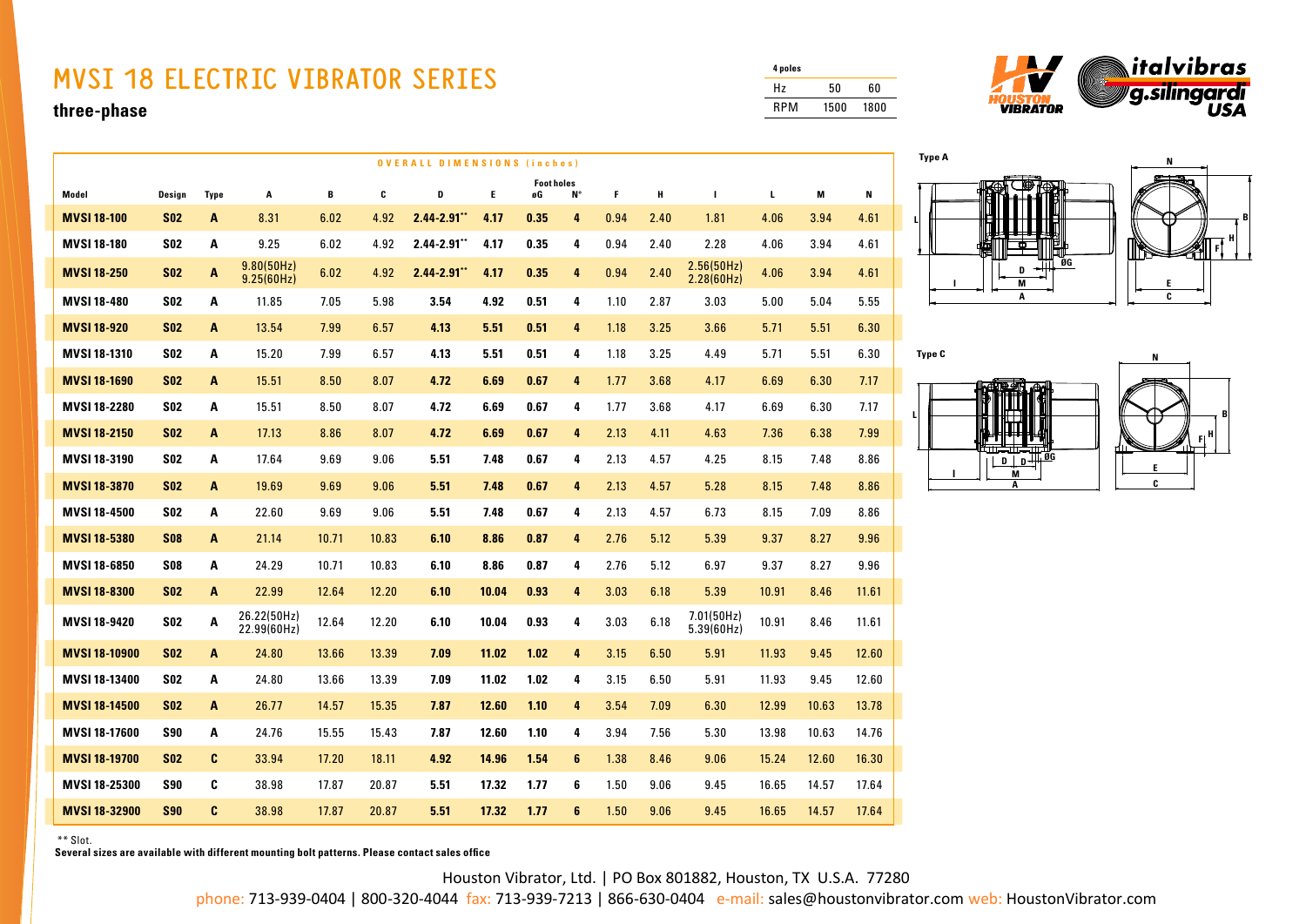# MVSI 18 ELECTRIC VIBRATOR SERIES

**three-phase**

| 4 poles | | |
|---|---|---|
| Hz | 50 | 60 |
| RPM | 1500 | 1800 |

**OVERALL DIMENSIONS (inches)**

| Model | Design | Type | A | B | C | D | E | Foot holes øG | Foot holes N° | F | H | I | L | M | N |
|---|---|---|---|---|---|---|---|---|---|---|---|---|---|---|---|
| **MVSI 18-100** | **S02** | **A** | 8.31 | 6.02 | 4.92 | **2.44-2.91**\*\* | **4.17** | **0.35** | **4** | 0.94 | 2.40 | 1.81 | 4.06 | 3.94 | 4.61 |
| **MVSI 18-180** | **S02** | **A** | 9.25 | 6.02 | 4.92 | **2.44-2.91**\*\* | **4.17** | **0.35** | **4** | 0.94 | 2.40 | 2.28 | 4.06 | 3.94 | 4.61 |
| **MVSI 18-250** | **S02** | **A** | 9.80(50Hz) 9.25(60Hz) | 6.02 | 4.92 | **2.44-2.91**\*\* | **4.17** | **0.35** | **4** | 0.94 | 2.40 | 2.56(50Hz) 2.28(60Hz) | 4.06 | 3.94 | 4.61 |
| **MVSI 18-480** | **S02** | **A** | 11.85 | 7.05 | 5.98 | **3.54** | **4.92** | **0.51** | **4** | 1.10 | 2.87 | 3.03 | 5.00 | 5.04 | 5.55 |
| **MVSI 18-920** | **S02** | **A** | 13.54 | 7.99 | 6.57 | **4.13** | **5.51** | **0.51** | **4** | 1.18 | 3.25 | 3.66 | 5.71 | 5.51 | 6.30 |
| **MVSI 18-1310** | **S02** | **A** | 15.20 | 7.99 | 6.57 | **4.13** | **5.51** | **0.51** | **4** | 1.18 | 3.25 | 4.49 | 5.71 | 5.51 | 6.30 |
| **MVSI 18-1690** | **S02** | **A** | 15.51 | 8.50 | 8.07 | **4.72** | **6.69** | **0.67** | **4** | 1.77 | 3.68 | 4.17 | 6.69 | 6.30 | 7.17 |
| **MVSI 18-2280** | **S02** | **A** | 15.51 | 8.50 | 8.07 | **4.72** | **6.69** | **0.67** | **4** | 1.77 | 3.68 | 4.17 | 6.69 | 6.30 | 7.17 |
| **MVSI 18-2150** | **S02** | **A** | 17.13 | 8.86 | 8.07 | **4.72** | **6.69** | **0.67** | **4** | 2.13 | 4.11 | 4.63 | 7.36 | 6.38 | 7.99 |
| **MVSI 18-3190** | **S02** | **A** | 17.64 | 9.69 | 9.06 | **5.51** | **7.48** | **0.67** | **4** | 2.13 | 4.57 | 4.25 | 8.15 | 7.48 | 8.86 |
| **MVSI 18-3870** | **S02** | **A** | 19.69 | 9.69 | 9.06 | **5.51** | **7.48** | **0.67** | **4** | 2.13 | 4.57 | 5.28 | 8.15 | 7.48 | 8.86 |
| **MVSI 18-4500** | **S02** | **A** | 22.60 | 9.69 | 9.06 | **5.51** | **7.48** | **0.67** | **4** | 2.13 | 4.57 | 6.73 | 8.15 | 7.09 | 8.86 |
| **MVSI 18-5380** | **S08** | **A** | 21.14 | 10.71 | 10.83 | **6.10** | **8.86** | **0.87** | **4** | 2.76 | 5.12 | 5.39 | 9.37 | 8.27 | 9.96 |
| **MVSI 18-6850** | **S08** | **A** | 24.29 | 10.71 | 10.83 | **6.10** | **8.86** | **0.87** | **4** | 2.76 | 5.12 | 6.97 | 9.37 | 8.27 | 9.96 |
| **MVSI 18-8300** | **S02** | **A** | 22.99 | 12.64 | 12.20 | **6.10** | **10.04** | **0.93** | **4** | 3.03 | 6.18 | 5.39 | 10.91 | 8.46 | 11.61 |
| **MVSI 18-9420** | **S02** | **A** | 26.22(50Hz) 22.99(60Hz) | 12.64 | 12.20 | **6.10** | **10.04** | **0.93** | **4** | 3.03 | 6.18 | 7.01(50Hz) 5.39(60Hz) | 10.91 | 8.46 | 11.61 |
| **MVSI 18-10900** | **S02** | **A** | 24.80 | 13.66 | 13.39 | **7.09** | **11.02** | **1.02** | **4** | 3.15 | 6.50 | 5.91 | 11.93 | 9.45 | 12.60 |
| **MVSI 18-13400** | **S02** | **A** | 24.80 | 13.66 | 13.39 | **7.09** | **11.02** | **1.02** | **4** | 3.15 | 6.50 | 5.91 | 11.93 | 9.45 | 12.60 |
| **MVSI 18-14500** | **S02** | **A** | 26.77 | 14.57 | 15.35 | **7.87** | **12.60** | **1.10** | **4** | 3.54 | 7.09 | 6.30 | 12.99 | 10.63 | 13.78 |
| **MVSI 18-17600** | **S90** | **A** | 24.76 | 15.55 | 15.43 | **7.87** | **12.60** | **1.10** | **4** | 3.94 | 7.56 | 5.30 | 13.98 | 10.63 | 14.76 |
| **MVSI 18-19700** | **S02** | **C** | 33.94 | 17.20 | 18.11 | **4.92** | **14.96** | **1.54** | **6** | 1.38 | 8.46 | 9.06 | 15.24 | 12.60 | 16.30 |
| **MVSI 18-25300** | **S90** | **C** | 38.98 | 17.87 | 20.87 | **5.51** | **17.32** | **1.77** | **6** | 1.50 | 9.06 | 9.45 | 16.65 | 14.57 | 17.64 |
| **MVSI 18-32900** | **S90** | **C** | 38.98 | 17.87 | 20.87 | **5.51** | **17.32** | **1.77** | **6** | 1.50 | 9.06 | 9.45 | 16.65 | 14.57 | 17.64 |

\*\* Slot.

**Several sizes are available with different mounting bolt patterns. Please contact sales office**

Type A

L, B, H, F, D, ØG, I, M, A, N, E, C

Type C

L, B, H, F, D, D, ØG, I, M, A, N, E, C

Houston Vibrator, Ltd. | PO Box 801882, Houston, TX U.S.A. 77280

phone: 713-939-0404 | 800-320-4044 fax: 713-939-7213 | 866-630-0404 e-mail: sales@houstonvibrator.com web: HoustonVibrator.com